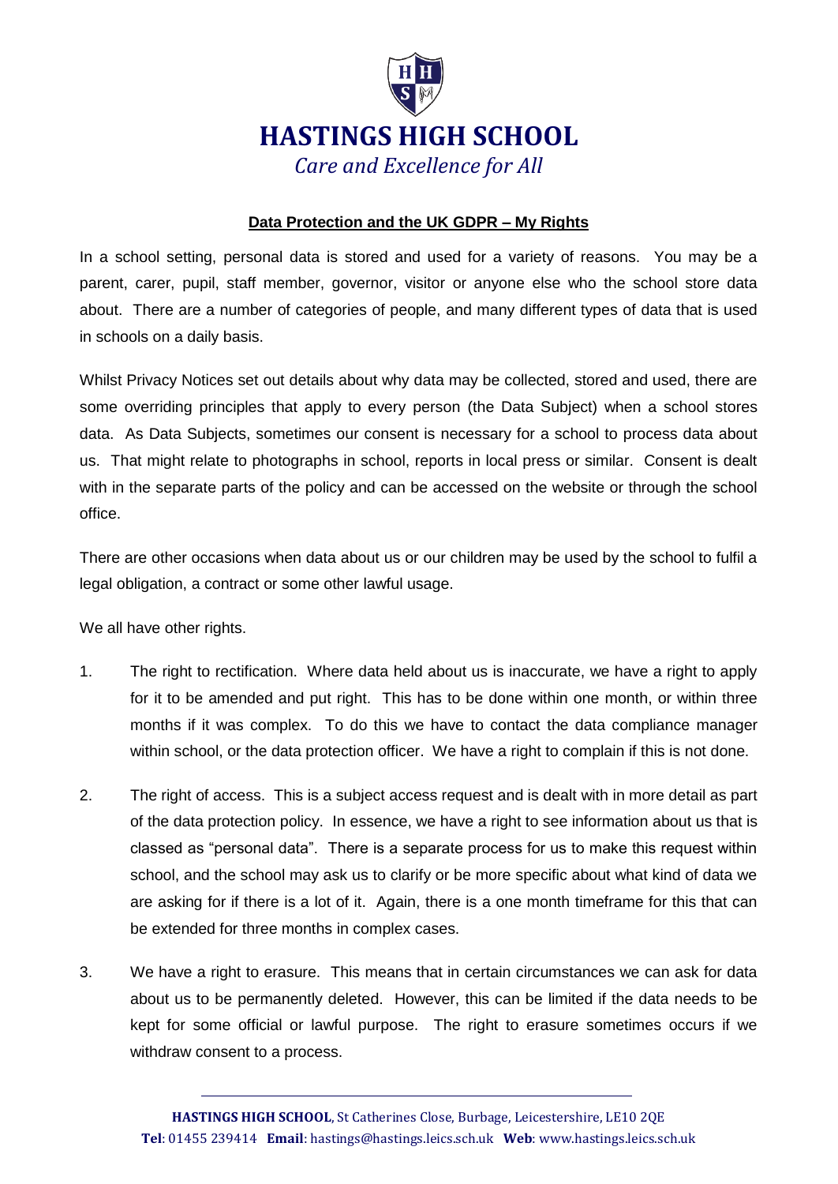# HASTINGS HIGH SCHOOL

*Care and Excellence for All*

## Data Protection and the UK GDPR – My Rights

In a school setting, personal data is stored and used for a variety of reasons. You may be a parent, carer, pupil, staff member, governor, visitor or anyone else who the school store data about. There are a number of categories of people, and many different types of data that is used in schools on a daily basis.

Whilst Privacy Notices set out details about why data may be collected, stored and used, there are some overriding principles that apply to every person (the Data Subject) when a school stores data. As Data Subjects, sometimes our consent is necessary for a school to process data about us. That might relate to photographs in school, reports in local press or similar. Consent is dealt with in the separate parts of the policy and can be accessed on the website or through the school office.

There are other occasions when data about us or our children may be used by the school to fulfil a legal obligation, a contract or some other lawful usage.

We all have other rights.

1. The right to rectification. Where data held about us is inaccurate, we have a right to apply for it to be amended and put right. This has to be done within one month, or within three months if it was complex. To do this we have to contact the data compliance manager within school, or the data protection officer. We have a right to complain if this is not done.

2. The right of access. This is a subject access request and is dealt with in more detail as part of the data protection policy. In essence, we have a right to see information about us that is classed as "personal data". There is a separate process for us to make this request within school, and the school may ask us to clarify or be more specific about what kind of data we are asking for if there is a lot of it. Again, there is a one month timeframe for this that can be extended for three months in complex cases.

3. We have a right to erasure. This means that in certain circumstances we can ask for data about us to be permanently deleted. However, this can be limited if the data needs to be kept for some official or lawful purpose. The right to erasure sometimes occurs if we withdraw consent to a process.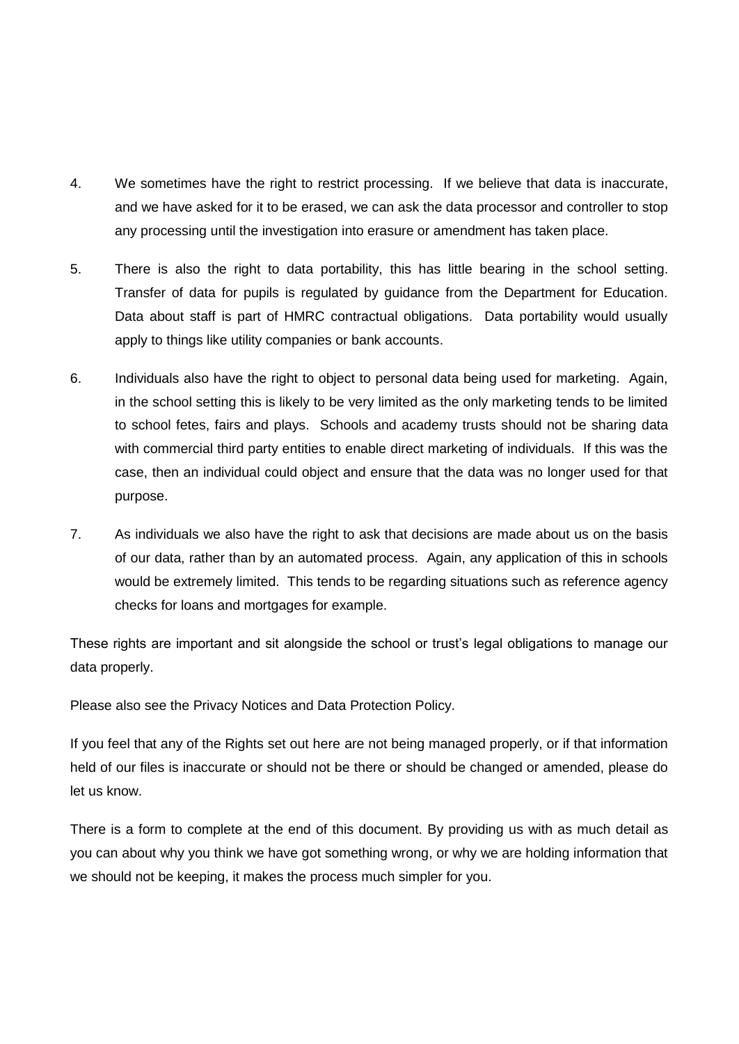4. We sometimes have the right to restrict processing. If we believe that data is inaccurate, and we have asked for it to be erased, we can ask the data processor and controller to stop any processing until the investigation into erasure or amendment has taken place.

5. There is also the right to data portability, this has little bearing in the school setting. Transfer of data for pupils is regulated by guidance from the Department for Education. Data about staff is part of HMRC contractual obligations. Data portability would usually apply to things like utility companies or bank accounts.

6. Individuals also have the right to object to personal data being used for marketing. Again, in the school setting this is likely to be very limited as the only marketing tends to be limited to school fetes, fairs and plays. Schools and academy trusts should not be sharing data with commercial third party entities to enable direct marketing of individuals. If this was the case, then an individual could object and ensure that the data was no longer used for that purpose.

7. As individuals we also have the right to ask that decisions are made about us on the basis of our data, rather than by an automated process. Again, any application of this in schools would be extremely limited. This tends to be regarding situations such as reference agency checks for loans and mortgages for example.

These rights are important and sit alongside the school or trust's legal obligations to manage our data properly.

Please also see the Privacy Notices and Data Protection Policy.

If you feel that any of the Rights set out here are not being managed properly, or if that information held of our files is inaccurate or should not be there or should be changed or amended, please do let us know.

There is a form to complete at the end of this document. By providing us with as much detail as you can about why you think we have got something wrong, or why we are holding information that we should not be keeping, it makes the process much simpler for you.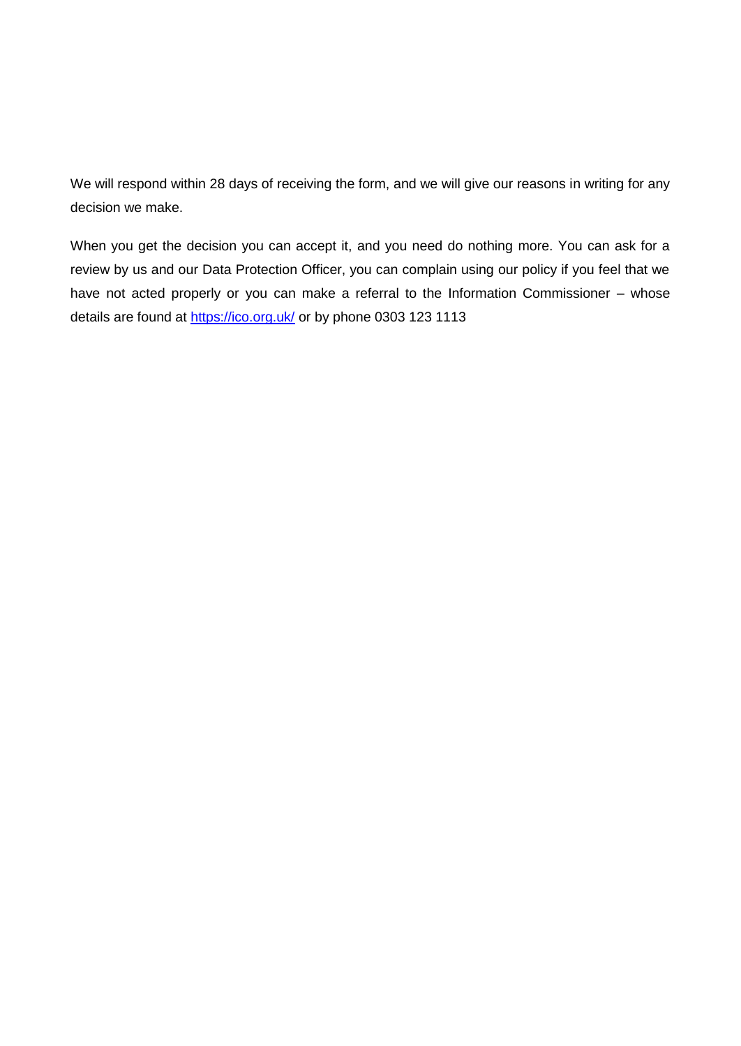We will respond within 28 days of receiving the form, and we will give our reasons in writing for any decision we make.

When you get the decision you can accept it, and you need do nothing more. You can ask for a review by us and our Data Protection Officer, you can complain using our policy if you feel that we have not acted properly or you can make a referral to the Information Commissioner – whose details are found at [https://ico.org.uk/](https://ico.org.uk/) or by phone 0303 123 1113